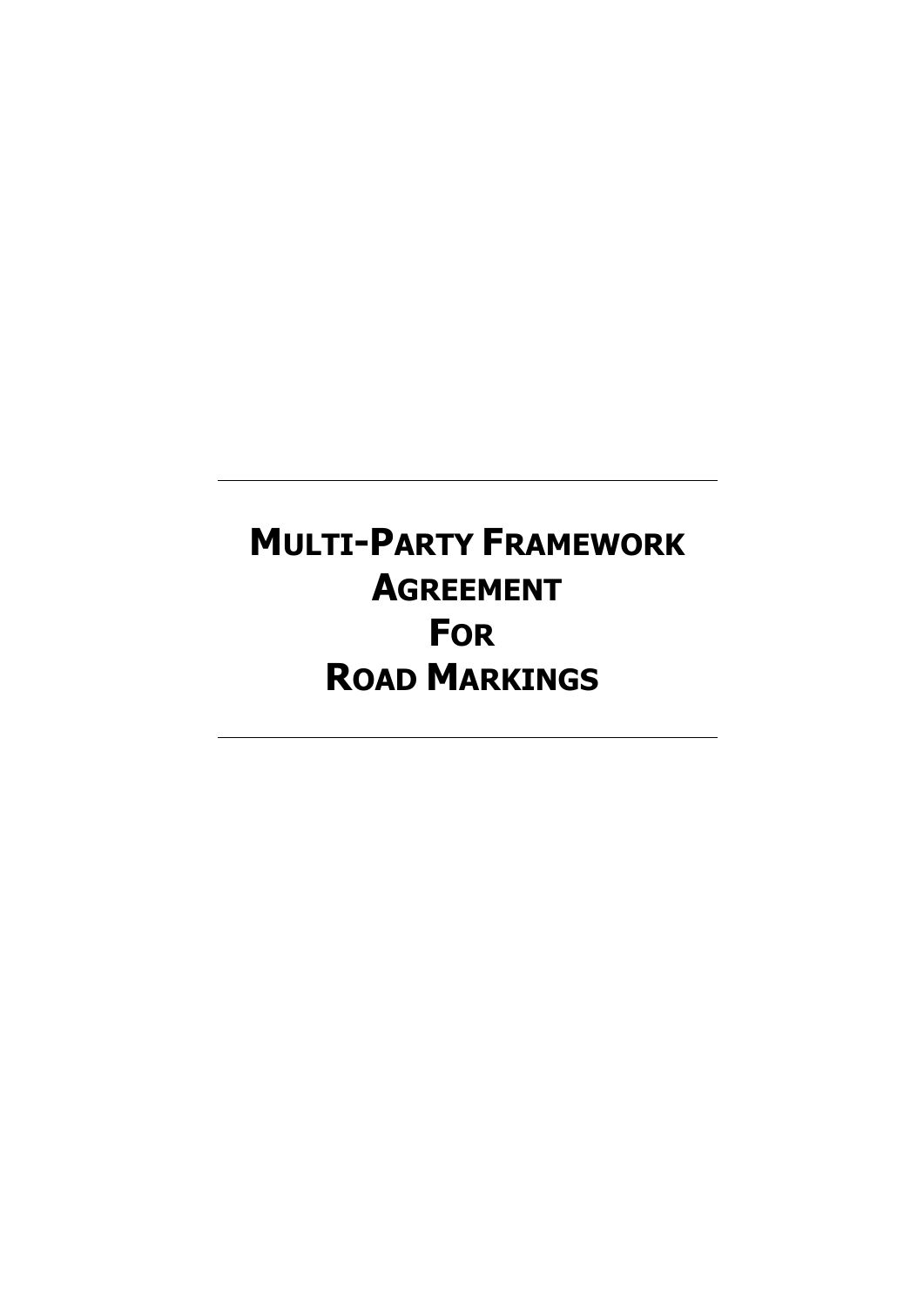# MULTI-PARTY FRAMEWORK AGREEMENT FOR ROAD MARKINGS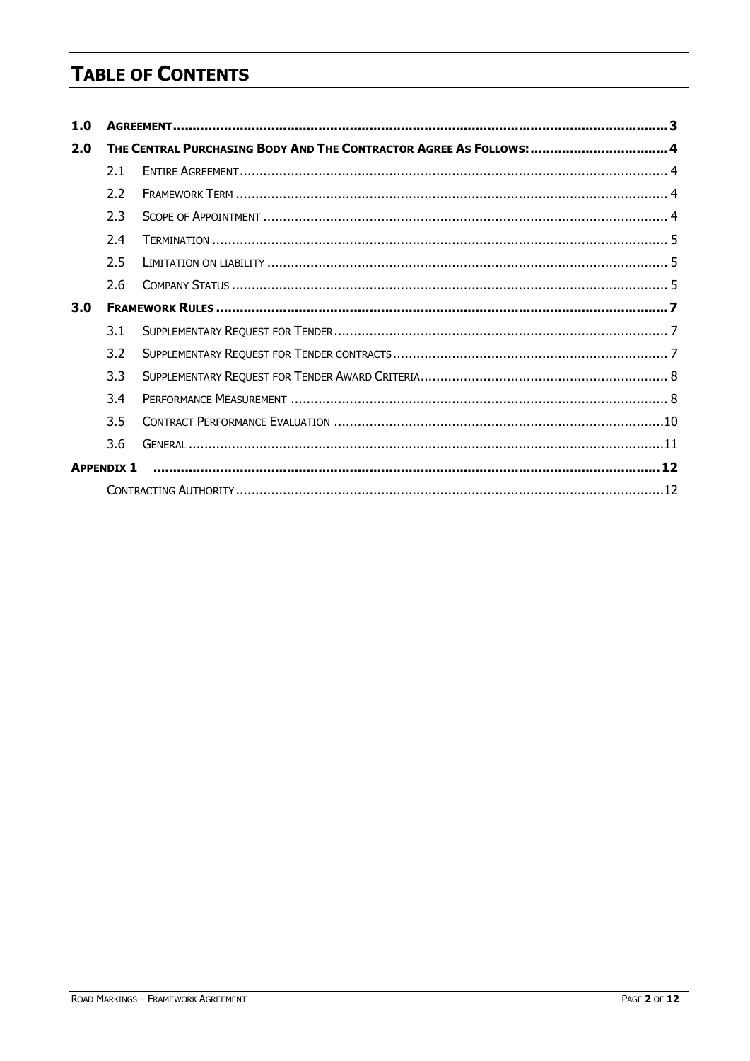# Table of Contents

| | | | |
|---|---|---|---|
| **1.0** | **Agreement** | | **3** |
| **2.0** | **The Central Purchasing Body And The Contractor Agree As Follows:** | | **4** |
| | 2.1 | Entire Agreement | 4 |
| | 2.2 | Framework Term | 4 |
| | 2.3 | Scope of Appointment | 4 |
| | 2.4 | Termination | 5 |
| | 2.5 | Limitation on liability | 5 |
| | 2.6 | Company Status | 5 |
| **3.0** | **Framework Rules** | | **7** |
| | 3.1 | Supplementary Request for Tender | 7 |
| | 3.2 | Supplementary Request for Tender contracts | 7 |
| | 3.3 | Supplementary Request for Tender Award Criteria | 8 |
| | 3.4 | Performance Measurement | 8 |
| | 3.5 | Contract Performance Evaluation | 10 |
| | 3.6 | General | 11 |
| **Appendix 1** | | | **12** |
| | Contracting Authority | | 12 |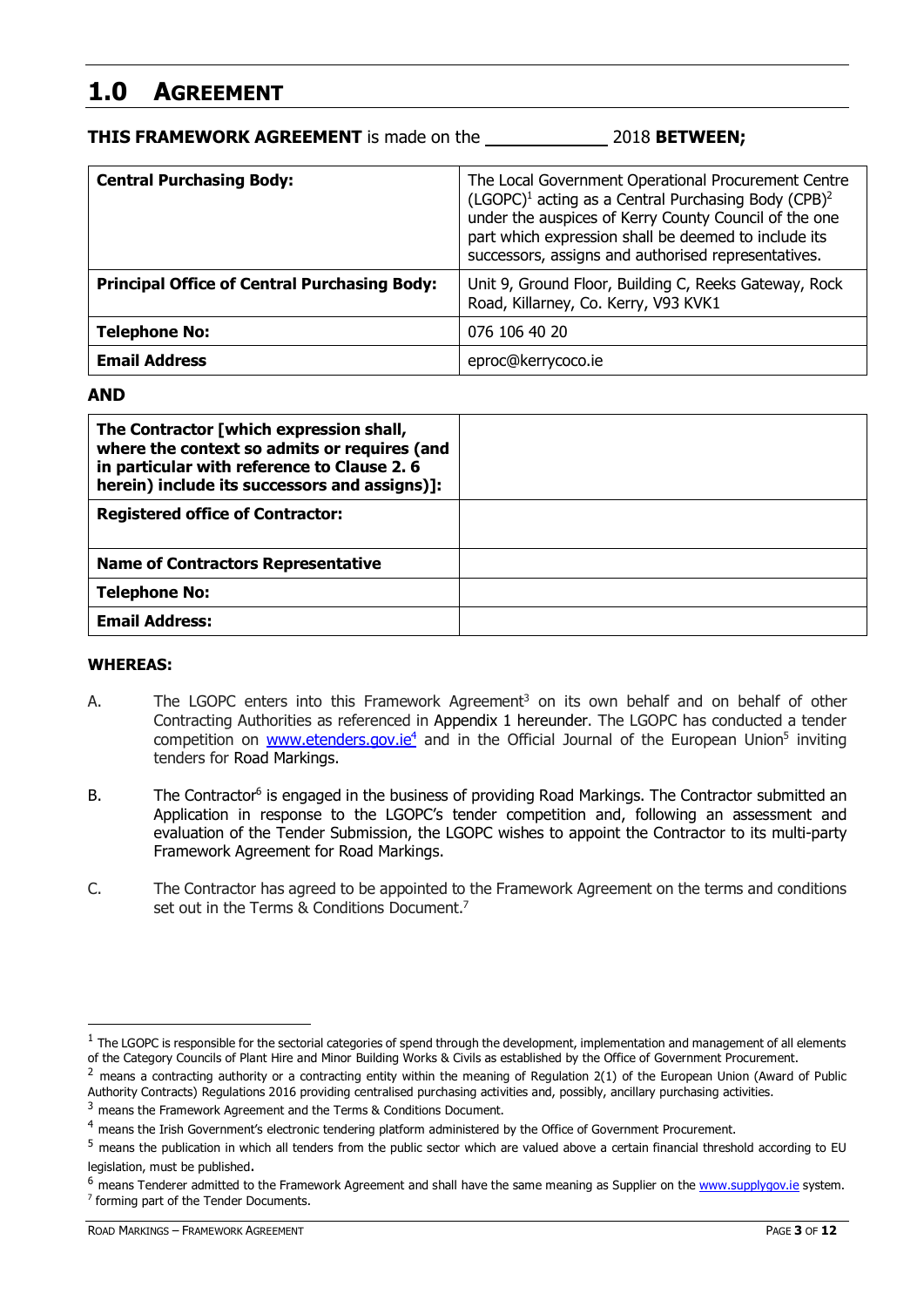# 1.0 AGREEMENT

**THIS FRAMEWORK AGREEMENT** is made on the ____________ 2018 **BETWEEN;**

| **Central Purchasing Body:** | The Local Government Operational Procurement Centre (LGOPC)[1] acting as a Central Purchasing Body (CPB)[2] under the auspices of Kerry County Council of the one part which expression shall be deemed to include its successors, assigns and authorised representatives. |
|---|---|
| **Principal Office of Central Purchasing Body:** | Unit 9, Ground Floor, Building C, Reeks Gateway, Rock Road, Killarney, Co. Kerry, V93 KVK1 |
| **Telephone No:** | 076 106 40 20 |
| **Email Address** | eproc@kerrycoco.ie |

**AND**

| **The Contractor [which expression shall, where the context so admits or requires (and in particular with reference to Clause 2. 6 herein) include its successors and assigns)]:** | |
|---|---|
| **Registered office of Contractor:** | |
| **Name of Contractors Representative** | |
| **Telephone No:** | |
| **Email Address:** | |

**WHEREAS:**

A. The LGOPC enters into this Framework Agreement[3] on its own behalf and on behalf of other Contracting Authorities as referenced in Appendix 1 hereunder. The LGOPC has conducted a tender competition on www.etenders.gov.ie[4] and in the Official Journal of the European Union[5] inviting tenders for Road Markings.

B. The Contractor[6] is engaged in the business of providing Road Markings. The Contractor submitted an Application in response to the LGOPC's tender competition and, following an assessment and evaluation of the Tender Submission, the LGOPC wishes to appoint the Contractor to its multi-party Framework Agreement for Road Markings.

C. The Contractor has agreed to be appointed to the Framework Agreement on the terms and conditions set out in the Terms & Conditions Document.[7]

---

[1] The LGOPC is responsible for the sectorial categories of spend through the development, implementation and management of all elements of the Category Councils of Plant Hire and Minor Building Works & Civils as established by the Office of Government Procurement.

[2] means a contracting authority or a contracting entity within the meaning of Regulation 2(1) of the European Union (Award of Public Authority Contracts) Regulations 2016 providing centralised purchasing activities and, possibly, ancillary purchasing activities.

[3] means the Framework Agreement and the Terms & Conditions Document.

[4] means the Irish Government's electronic tendering platform administered by the Office of Government Procurement.

[5] means the publication in which all tenders from the public sector which are valued above a certain financial threshold according to EU legislation, must be published.

[6] means Tenderer admitted to the Framework Agreement and shall have the same meaning as Supplier on the www.supplygov.ie system.

[7] forming part of the Tender Documents.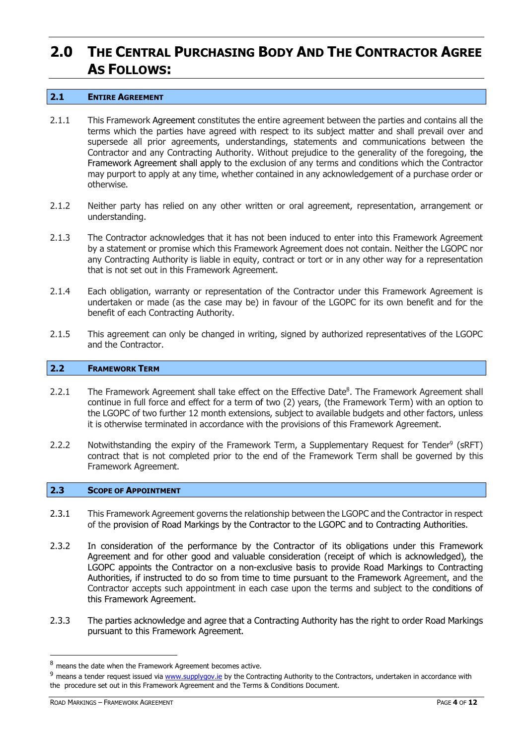# 2.0 The Central Purchasing Body And The Contractor Agree As Follows:

## 2.1 Entire Agreement

2.1.1 This Framework Agreement constitutes the entire agreement between the parties and contains all the terms which the parties have agreed with respect to its subject matter and shall prevail over and supersede all prior agreements, understandings, statements and communications between the Contractor and any Contracting Authority. Without prejudice to the generality of the foregoing, the Framework Agreement shall apply to the exclusion of any terms and conditions which the Contractor may purport to apply at any time, whether contained in any acknowledgement of a purchase order or otherwise.

2.1.2 Neither party has relied on any other written or oral agreement, representation, arrangement or understanding.

2.1.3 The Contractor acknowledges that it has not been induced to enter into this Framework Agreement by a statement or promise which this Framework Agreement does not contain. Neither the LGOPC nor any Contracting Authority is liable in equity, contract or tort or in any other way for a representation that is not set out in this Framework Agreement.

2.1.4 Each obligation, warranty or representation of the Contractor under this Framework Agreement is undertaken or made (as the case may be) in favour of the LGOPC for its own benefit and for the benefit of each Contracting Authority.

2.1.5 This agreement can only be changed in writing, signed by authorized representatives of the LGOPC and the Contractor.

## 2.2 Framework Term

2.2.1 The Framework Agreement shall take effect on the Effective Date[8]. The Framework Agreement shall continue in full force and effect for a term of two (2) years, (the Framework Term) with an option to the LGOPC of two further 12 month extensions, subject to available budgets and other factors, unless it is otherwise terminated in accordance with the provisions of this Framework Agreement.

2.2.2 Notwithstanding the expiry of the Framework Term, a Supplementary Request for Tender[9] (sRFT) contract that is not completed prior to the end of the Framework Term shall be governed by this Framework Agreement.

## 2.3 Scope of Appointment

2.3.1 This Framework Agreement governs the relationship between the LGOPC and the Contractor in respect of the provision of Road Markings by the Contractor to the LGOPC and to Contracting Authorities.

2.3.2 In consideration of the performance by the Contractor of its obligations under this Framework Agreement and for other good and valuable consideration (receipt of which is acknowledged), the LGOPC appoints the Contractor on a non-exclusive basis to provide Road Markings to Contracting Authorities, if instructed to do so from time to time pursuant to the Framework Agreement, and the Contractor accepts such appointment in each case upon the terms and subject to the conditions of this Framework Agreement.

2.3.3 The parties acknowledge and agree that a Contracting Authority has the right to order Road Markings pursuant to this Framework Agreement.

---

[8] means the date when the Framework Agreement becomes active.

[9] means a tender request issued via www.supplygov.ie by the Contracting Authority to the Contractors, undertaken in accordance with the procedure set out in this Framework Agreement and the Terms & Conditions Document.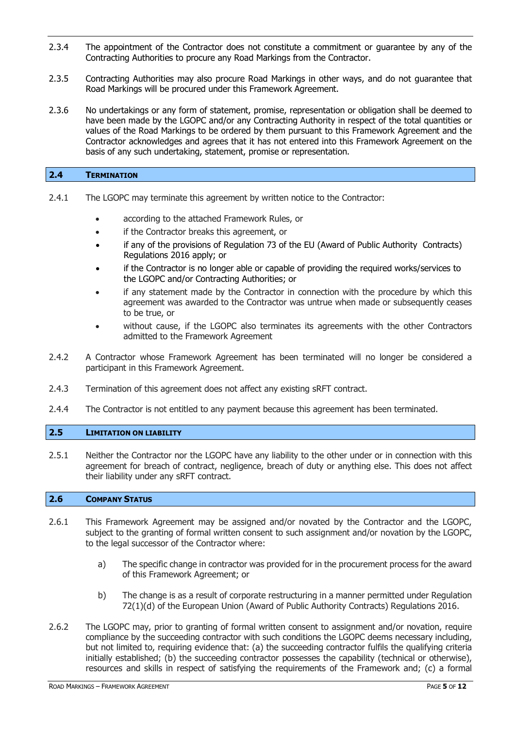2.3.4 The appointment of the Contractor does not constitute a commitment or guarantee by any of the Contracting Authorities to procure any Road Markings from the Contractor.

2.3.5 Contracting Authorities may also procure Road Markings in other ways, and do not guarantee that Road Markings will be procured under this Framework Agreement.

2.3.6 No undertakings or any form of statement, promise, representation or obligation shall be deemed to have been made by the LGOPC and/or any Contracting Authority in respect of the total quantities or values of the Road Markings to be ordered by them pursuant to this Framework Agreement and the Contractor acknowledges and agrees that it has not entered into this Framework Agreement on the basis of any such undertaking, statement, promise or representation.

## 2.4 TERMINATION

2.4.1 The LGOPC may terminate this agreement by written notice to the Contractor:

- according to the attached Framework Rules, or
- if the Contractor breaks this agreement, or
- if any of the provisions of Regulation 73 of the EU (Award of Public Authority Contracts) Regulations 2016 apply; or
- if the Contractor is no longer able or capable of providing the required works/services to the LGOPC and/or Contracting Authorities; or
- if any statement made by the Contractor in connection with the procedure by which this agreement was awarded to the Contractor was untrue when made or subsequently ceases to be true, or
- without cause, if the LGOPC also terminates its agreements with the other Contractors admitted to the Framework Agreement

2.4.2 A Contractor whose Framework Agreement has been terminated will no longer be considered a participant in this Framework Agreement.

2.4.3 Termination of this agreement does not affect any existing sRFT contract.

2.4.4 The Contractor is not entitled to any payment because this agreement has been terminated.

## 2.5 LIMITATION ON LIABILITY

2.5.1 Neither the Contractor nor the LGOPC have any liability to the other under or in connection with this agreement for breach of contract, negligence, breach of duty or anything else. This does not affect their liability under any sRFT contract.

## 2.6 COMPANY STATUS

2.6.1 This Framework Agreement may be assigned and/or novated by the Contractor and the LGOPC, subject to the granting of formal written consent to such assignment and/or novation by the LGOPC, to the legal successor of the Contractor where:

a) The specific change in contractor was provided for in the procurement process for the award of this Framework Agreement; or

b) The change is as a result of corporate restructuring in a manner permitted under Regulation 72(1)(d) of the European Union (Award of Public Authority Contracts) Regulations 2016.

2.6.2 The LGOPC may, prior to granting of formal written consent to assignment and/or novation, require compliance by the succeeding contractor with such conditions the LGOPC deems necessary including, but not limited to, requiring evidence that: (a) the succeeding contractor fulfils the qualifying criteria initially established; (b) the succeeding contractor possesses the capability (technical or otherwise), resources and skills in respect of satisfying the requirements of the Framework and; (c) a formal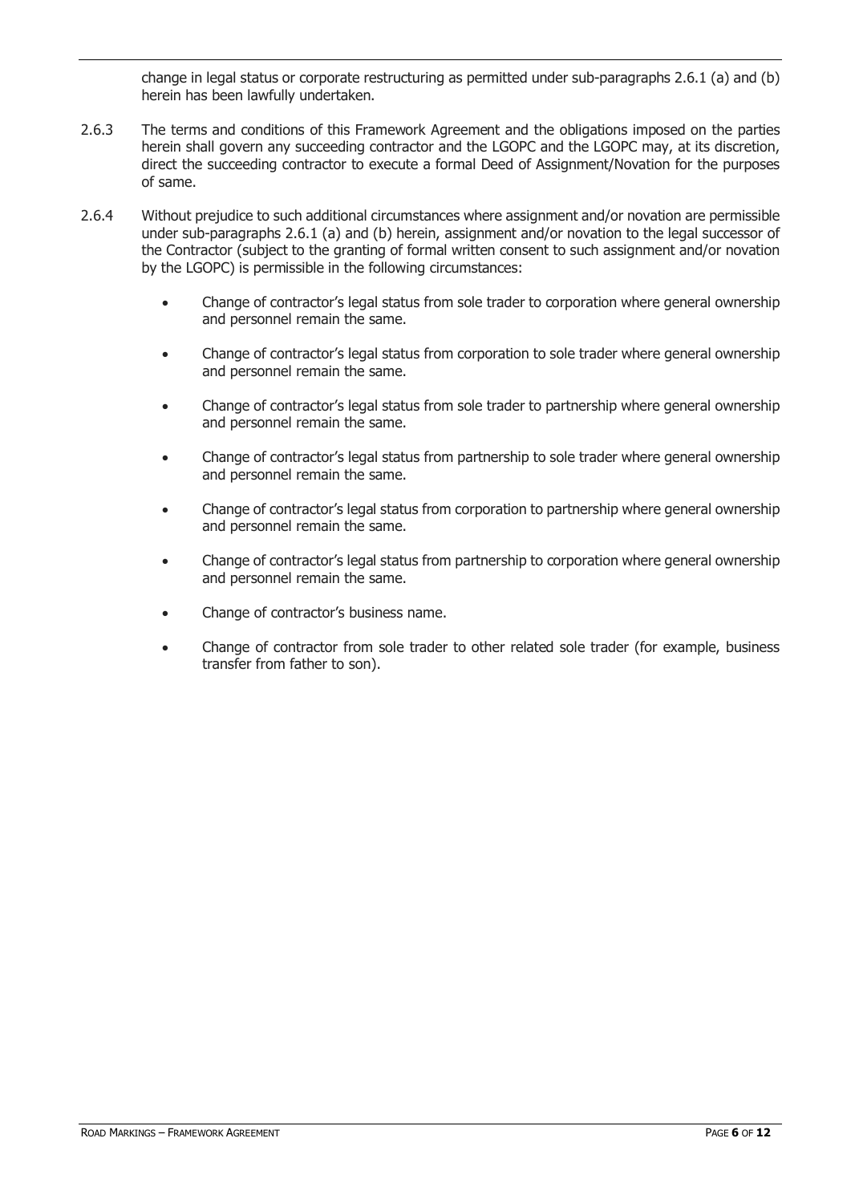change in legal status or corporate restructuring as permitted under sub-paragraphs 2.6.1 (a) and (b) herein has been lawfully undertaken.

2.6.3 The terms and conditions of this Framework Agreement and the obligations imposed on the parties herein shall govern any succeeding contractor and the LGOPC and the LGOPC may, at its discretion, direct the succeeding contractor to execute a formal Deed of Assignment/Novation for the purposes of same.

2.6.4 Without prejudice to such additional circumstances where assignment and/or novation are permissible under sub-paragraphs 2.6.1 (a) and (b) herein, assignment and/or novation to the legal successor of the Contractor (subject to the granting of formal written consent to such assignment and/or novation by the LGOPC) is permissible in the following circumstances:

- Change of contractor's legal status from sole trader to corporation where general ownership and personnel remain the same.
- Change of contractor's legal status from corporation to sole trader where general ownership and personnel remain the same.
- Change of contractor's legal status from sole trader to partnership where general ownership and personnel remain the same.
- Change of contractor's legal status from partnership to sole trader where general ownership and personnel remain the same.
- Change of contractor's legal status from corporation to partnership where general ownership and personnel remain the same.
- Change of contractor's legal status from partnership to corporation where general ownership and personnel remain the same.
- Change of contractor's business name.
- Change of contractor from sole trader to other related sole trader (for example, business transfer from father to son).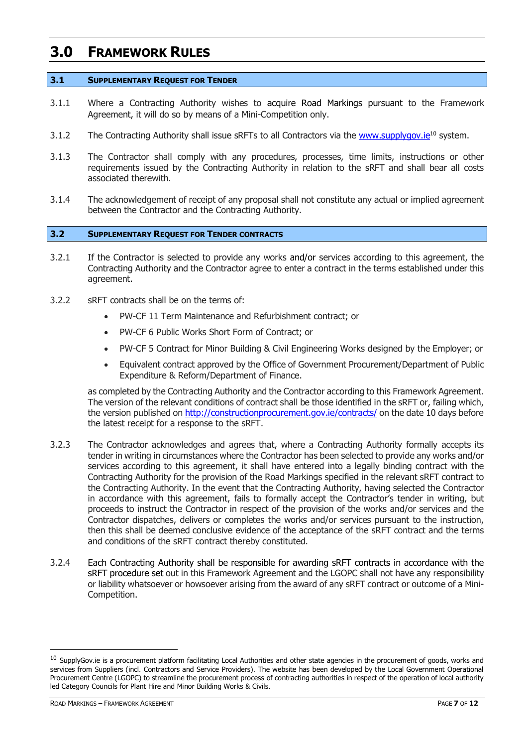# 3.0 FRAMEWORK RULES

## 3.1 SUPPLEMENTARY REQUEST FOR TENDER

3.1.1 Where a Contracting Authority wishes to acquire Road Markings pursuant to the Framework Agreement, it will do so by means of a Mini-Competition only.

3.1.2 The Contracting Authority shall issue sRFTs to all Contractors via the www.supplygov.ie[10] system.

3.1.3 The Contractor shall comply with any procedures, processes, time limits, instructions or other requirements issued by the Contracting Authority in relation to the sRFT and shall bear all costs associated therewith.

3.1.4 The acknowledgement of receipt of any proposal shall not constitute any actual or implied agreement between the Contractor and the Contracting Authority.

## 3.2 SUPPLEMENTARY REQUEST FOR TENDER CONTRACTS

3.2.1 If the Contractor is selected to provide any works and/or services according to this agreement, the Contracting Authority and the Contractor agree to enter a contract in the terms established under this agreement.

3.2.2 sRFT contracts shall be on the terms of:

- PW-CF 11 Term Maintenance and Refurbishment contract; or
- PW-CF 6 Public Works Short Form of Contract; or
- PW-CF 5 Contract for Minor Building & Civil Engineering Works designed by the Employer; or
- Equivalent contract approved by the Office of Government Procurement/Department of Public Expenditure & Reform/Department of Finance.

as completed by the Contracting Authority and the Contractor according to this Framework Agreement. The version of the relevant conditions of contract shall be those identified in the sRFT or, failing which, the version published on http://constructionprocurement.gov.ie/contracts/ on the date 10 days before the latest receipt for a response to the sRFT.

3.2.3 The Contractor acknowledges and agrees that, where a Contracting Authority formally accepts its tender in writing in circumstances where the Contractor has been selected to provide any works and/or services according to this agreement, it shall have entered into a legally binding contract with the Contracting Authority for the provision of the Road Markings specified in the relevant sRFT contract to the Contracting Authority. In the event that the Contracting Authority, having selected the Contractor in accordance with this agreement, fails to formally accept the Contractor's tender in writing, but proceeds to instruct the Contractor in respect of the provision of the works and/or services and the Contractor dispatches, delivers or completes the works and/or services pursuant to the instruction, then this shall be deemed conclusive evidence of the acceptance of the sRFT contract and the terms and conditions of the sRFT contract thereby constituted.

3.2.4 Each Contracting Authority shall be responsible for awarding sRFT contracts in accordance with the sRFT procedure set out in this Framework Agreement and the LGOPC shall not have any responsibility or liability whatsoever or howsoever arising from the award of any sRFT contract or outcome of a Mini-Competition.

---

[10] SupplyGov.ie is a procurement platform facilitating Local Authorities and other state agencies in the procurement of goods, works and services from Suppliers (incl. Contractors and Service Providers). The website has been developed by the Local Government Operational Procurement Centre (LGOPC) to streamline the procurement process of contracting authorities in respect of the operation of local authority led Category Councils for Plant Hire and Minor Building Works & Civils.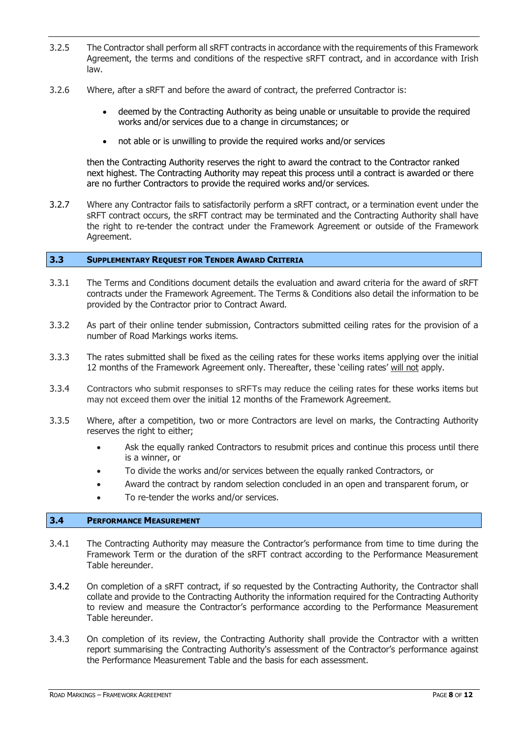3.2.5 The Contractor shall perform all sRFT contracts in accordance with the requirements of this Framework Agreement, the terms and conditions of the respective sRFT contract, and in accordance with Irish law.

3.2.6 Where, after a sRFT and before the award of contract, the preferred Contractor is:

- deemed by the Contracting Authority as being unable or unsuitable to provide the required works and/or services due to a change in circumstances; or
- not able or is unwilling to provide the required works and/or services

then the Contracting Authority reserves the right to award the contract to the Contractor ranked next highest. The Contracting Authority may repeat this process until a contract is awarded or there are no further Contractors to provide the required works and/or services.

3.2.7 Where any Contractor fails to satisfactorily perform a sRFT contract, or a termination event under the sRFT contract occurs, the sRFT contract may be terminated and the Contracting Authority shall have the right to re-tender the contract under the Framework Agreement or outside of the Framework Agreement.

## 3.3 Supplementary Request for Tender Award Criteria

3.3.1 The Terms and Conditions document details the evaluation and award criteria for the award of sRFT contracts under the Framework Agreement. The Terms & Conditions also detail the information to be provided by the Contractor prior to Contract Award.

3.3.2 As part of their online tender submission, Contractors submitted ceiling rates for the provision of a number of Road Markings works items.

3.3.3 The rates submitted shall be fixed as the ceiling rates for these works items applying over the initial 12 months of the Framework Agreement only. Thereafter, these 'ceiling rates' will not apply.

3.3.4 Contractors who submit responses to sRFTs may reduce the ceiling rates for these works items but may not exceed them over the initial 12 months of the Framework Agreement.

3.3.5 Where, after a competition, two or more Contractors are level on marks, the Contracting Authority reserves the right to either;

- Ask the equally ranked Contractors to resubmit prices and continue this process until there is a winner, or
- To divide the works and/or services between the equally ranked Contractors, or
- Award the contract by random selection concluded in an open and transparent forum, or
- To re-tender the works and/or services.

## 3.4 Performance Measurement

3.4.1 The Contracting Authority may measure the Contractor's performance from time to time during the Framework Term or the duration of the sRFT contract according to the Performance Measurement Table hereunder.

3.4.2 On completion of a sRFT contract, if so requested by the Contracting Authority, the Contractor shall collate and provide to the Contracting Authority the information required for the Contracting Authority to review and measure the Contractor's performance according to the Performance Measurement Table hereunder.

3.4.3 On completion of its review, the Contracting Authority shall provide the Contractor with a written report summarising the Contracting Authority's assessment of the Contractor's performance against the Performance Measurement Table and the basis for each assessment.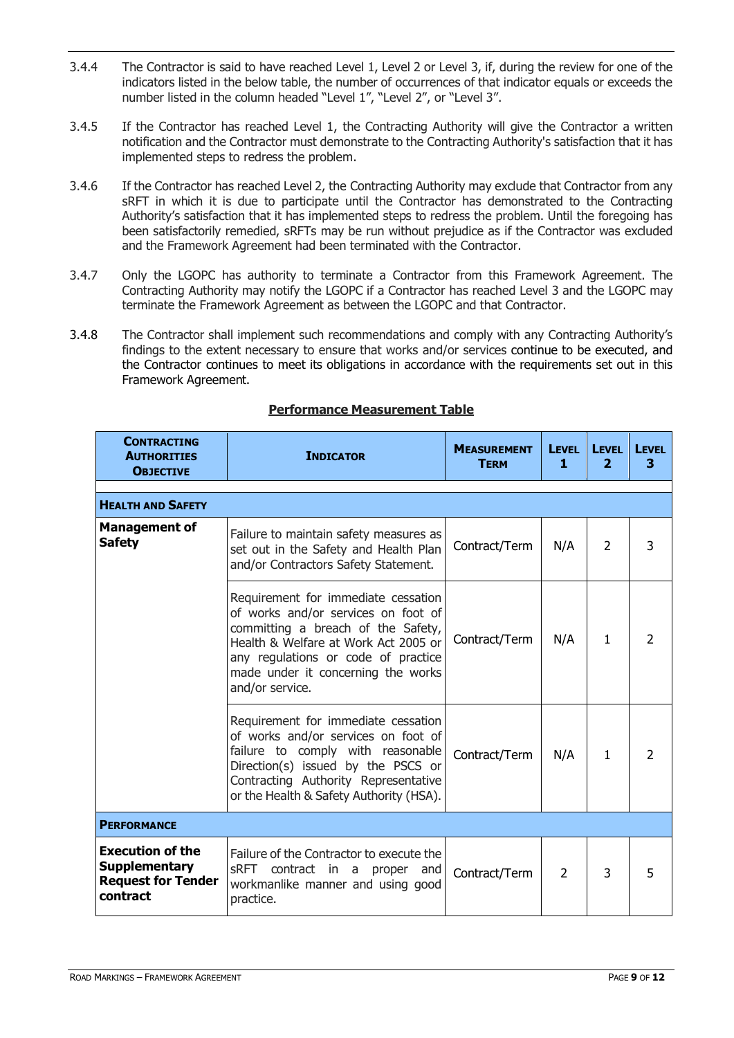3.4.4 The Contractor is said to have reached Level 1, Level 2 or Level 3, if, during the review for one of the indicators listed in the below table, the number of occurrences of that indicator equals or exceeds the number listed in the column headed "Level 1", "Level 2", or "Level 3".

3.4.5 If the Contractor has reached Level 1, the Contracting Authority will give the Contractor a written notification and the Contractor must demonstrate to the Contracting Authority's satisfaction that it has implemented steps to redress the problem.

3.4.6 If the Contractor has reached Level 2, the Contracting Authority may exclude that Contractor from any sRFT in which it is due to participate until the Contractor has demonstrated to the Contracting Authority's satisfaction that it has implemented steps to redress the problem. Until the foregoing has been satisfactorily remedied, sRFTs may be run without prejudice as if the Contractor was excluded and the Framework Agreement had been terminated with the Contractor.

3.4.7 Only the LGOPC has authority to terminate a Contractor from this Framework Agreement. The Contracting Authority may notify the LGOPC if a Contractor has reached Level 3 and the LGOPC may terminate the Framework Agreement as between the LGOPC and that Contractor.

3.4.8 The Contractor shall implement such recommendations and comply with any Contracting Authority's findings to the extent necessary to ensure that works and/or services continue to be executed, and the Contractor continues to meet its obligations in accordance with the requirements set out in this Framework Agreement.

**Performance Measurement Table**

| Contracting Authorities Objective | Indicator | Measurement Term | Level 1 | Level 2 | Level 3 |
|---|---|---|---|---|---|
| **Health and Safety** | | | | | |
| **Management of Safety** | Failure to maintain safety measures as set out in the Safety and Health Plan and/or Contractors Safety Statement. | Contract/Term | N/A | 2 | 3 |
| | Requirement for immediate cessation of works and/or services on foot of committing a breach of the Safety, Health & Welfare at Work Act 2005 or any regulations or code of practice made under it concerning the works and/or service. | Contract/Term | N/A | 1 | 2 |
| | Requirement for immediate cessation of works and/or services on foot of failure to comply with reasonable Direction(s) issued by the PSCS or Contracting Authority Representative or the Health & Safety Authority (HSA). | Contract/Term | N/A | 1 | 2 |
| **Performance** | | | | | |
| **Execution of the Supplementary Request for Tender contract** | Failure of the Contractor to execute the sRFT contract in a proper and workmanlike manner and using good practice. | Contract/Term | 2 | 3 | 5 |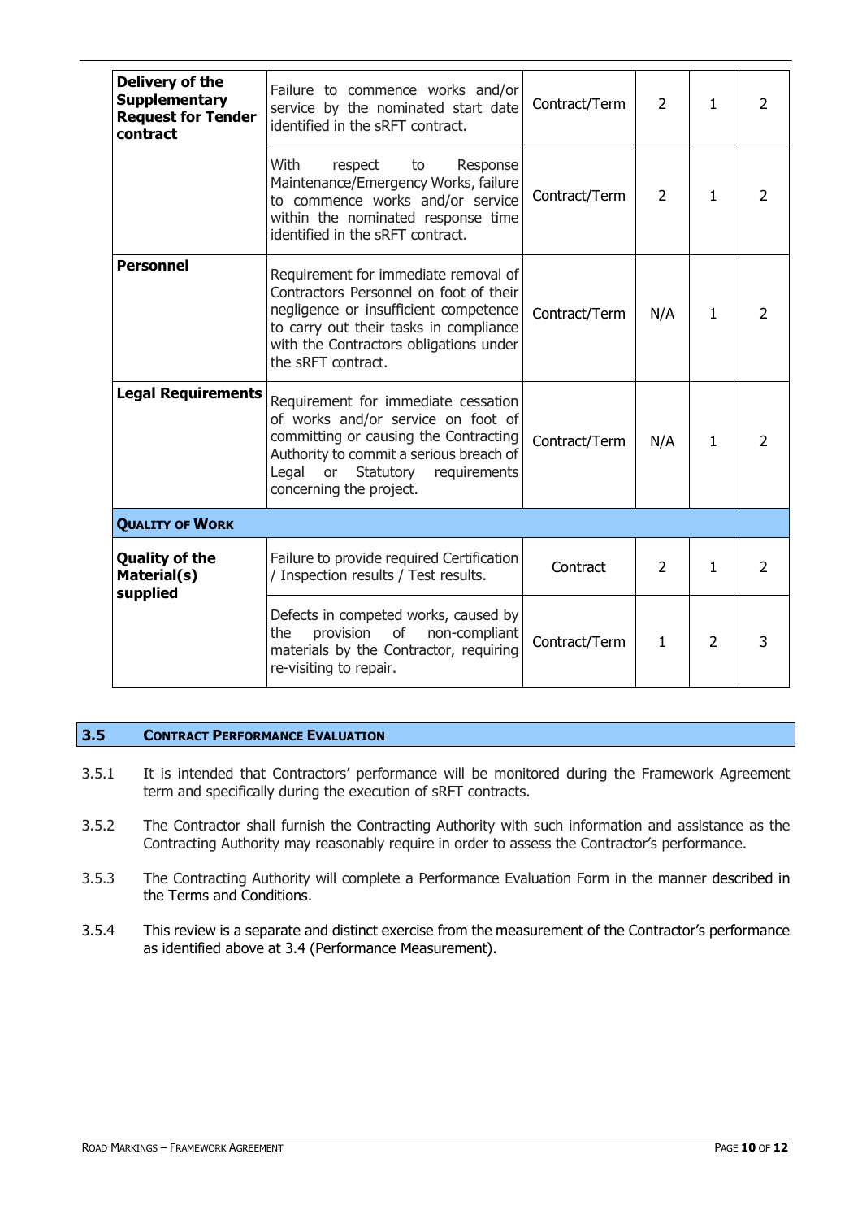| | | | | | |
|---|---|---|---|---|---|
| **Delivery of the Supplementary Request for Tender contract** | Failure to commence works and/or service by the nominated start date identified in the sRFT contract. | Contract/Term | 2 | 1 | 2 |
| | With respect to Response Maintenance/Emergency Works, failure to commence works and/or service within the nominated response time identified in the sRFT contract. | Contract/Term | 2 | 1 | 2 |
| **Personnel** | Requirement for immediate removal of Contractors Personnel on foot of their negligence or insufficient competence to carry out their tasks in compliance with the Contractors obligations under the sRFT contract. | Contract/Term | N/A | 1 | 2 |
| **Legal Requirements** | Requirement for immediate cessation of works and/or service on foot of committing or causing the Contracting Authority to commit a serious breach of Legal or Statutory requirements concerning the project. | Contract/Term | N/A | 1 | 2 |
| **QUALITY OF WORK** | | | | | |
| **Quality of the Material(s) supplied** | Failure to provide required Certification / Inspection results / Test results. | Contract | 2 | 1 | 2 |
| | Defects in competed works, caused by the provision of non-compliant materials by the Contractor, requiring re-visiting to repair. | Contract/Term | 1 | 2 | 3 |

## 3.5 CONTRACT PERFORMANCE EVALUATION

3.5.1 It is intended that Contractors' performance will be monitored during the Framework Agreement term and specifically during the execution of sRFT contracts.

3.5.2 The Contractor shall furnish the Contracting Authority with such information and assistance as the Contracting Authority may reasonably require in order to assess the Contractor's performance.

3.5.3 The Contracting Authority will complete a Performance Evaluation Form in the manner described in the Terms and Conditions.

3.5.4 This review is a separate and distinct exercise from the measurement of the Contractor's performance as identified above at 3.4 (Performance Measurement).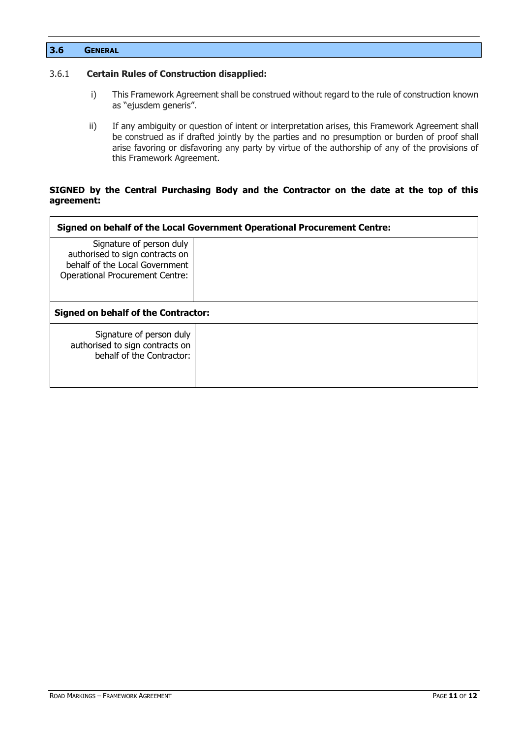## 3.6 GENERAL

### 3.6.1 **Certain Rules of Construction disapplied:**

i) This Framework Agreement shall be construed without regard to the rule of construction known as "ejusdem generis".

ii) If any ambiguity or question of intent or interpretation arises, this Framework Agreement shall be construed as if drafted jointly by the parties and no presumption or burden of proof shall arise favoring or disfavoring any party by virtue of the authorship of any of the provisions of this Framework Agreement.

**SIGNED by the Central Purchasing Body and the Contractor on the date at the top of this agreement:**

| **Signed on behalf of the Local Government Operational Procurement Centre:** | |
|---|---|
| Signature of person duly authorised to sign contracts on behalf of the Local Government Operational Procurement Centre: | |
| **Signed on behalf of the Contractor:** | |
| Signature of person duly authorised to sign contracts on behalf of the Contractor: | |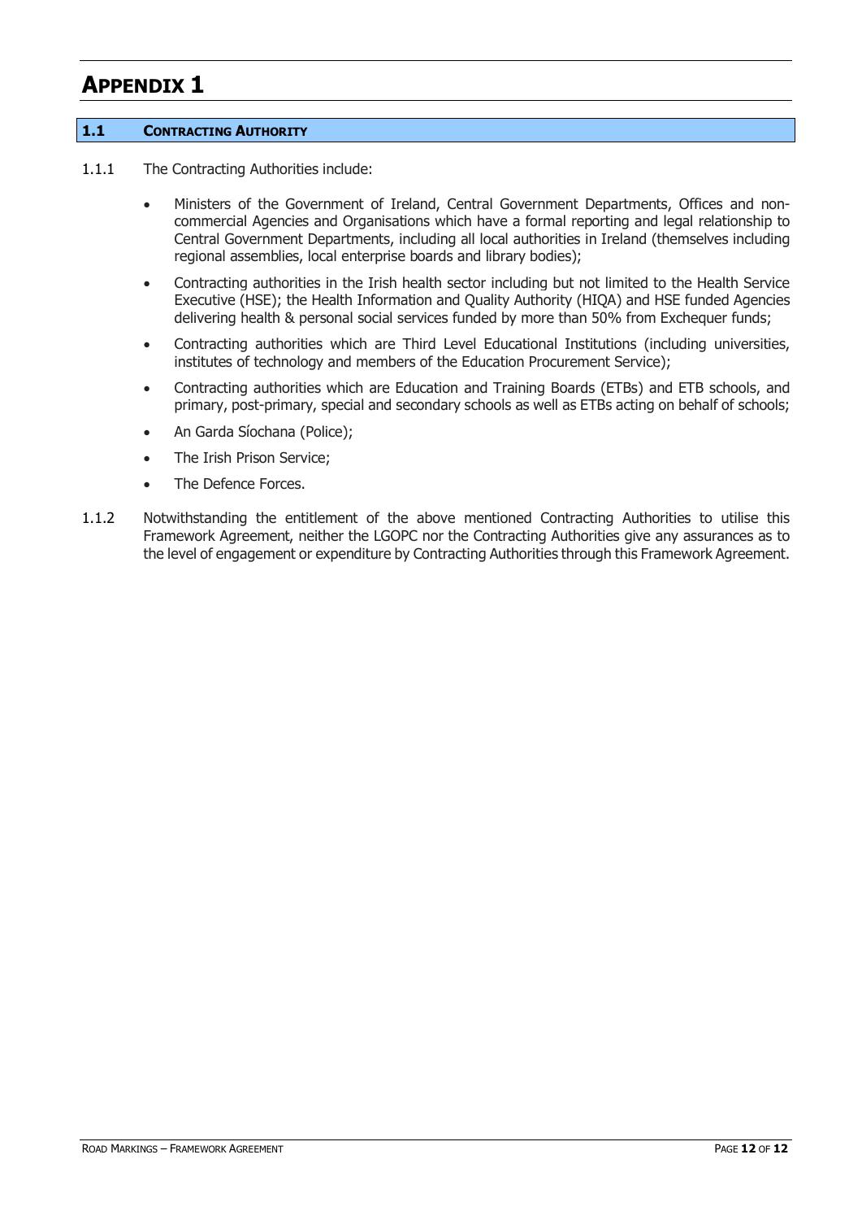# APPENDIX 1

## 1.1 CONTRACTING AUTHORITY

1.1.1 The Contracting Authorities include:

- Ministers of the Government of Ireland, Central Government Departments, Offices and non-commercial Agencies and Organisations which have a formal reporting and legal relationship to Central Government Departments, including all local authorities in Ireland (themselves including regional assemblies, local enterprise boards and library bodies);
- Contracting authorities in the Irish health sector including but not limited to the Health Service Executive (HSE); the Health Information and Quality Authority (HIQA) and HSE funded Agencies delivering health & personal social services funded by more than 50% from Exchequer funds;
- Contracting authorities which are Third Level Educational Institutions (including universities, institutes of technology and members of the Education Procurement Service);
- Contracting authorities which are Education and Training Boards (ETBs) and ETB schools, and primary, post-primary, special and secondary schools as well as ETBs acting on behalf of schools;
- An Garda Síochana (Police);
- The Irish Prison Service;
- The Defence Forces.

1.1.2 Notwithstanding the entitlement of the above mentioned Contracting Authorities to utilise this Framework Agreement, neither the LGOPC nor the Contracting Authorities give any assurances as to the level of engagement or expenditure by Contracting Authorities through this Framework Agreement.